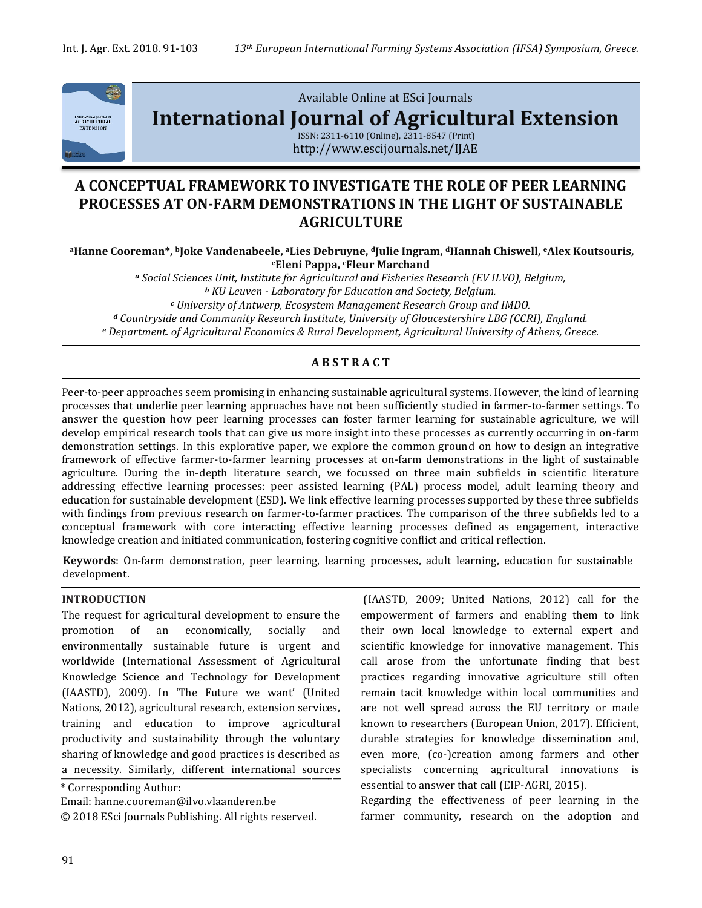Available Online at ESci Journals

**International Journal of Agricultural Extension**

ISSN: 2311-6110 (Online), 2311-8547 (Print)
http://www.escijournals.net/IJAE

# A CONCEPTUAL FRAMEWORK TO INVESTIGATE THE ROLE OF PEER LEARNING PROCESSES AT ON-FARM DEMONSTRATIONS IN THE LIGHT OF SUSTAINABLE AGRICULTURE

**[a]Hanne Cooreman\*, [b]Joke Vandenabeele, [a]Lies Debruyne, [d]Julie Ingram, [d]Hannah Chiswell, [e]Alex Koutsouris, [e]Eleni Pappa, [c]Fleur Marchand**

*[a] Social Sciences Unit, Institute for Agricultural and Fisheries Research (EV ILVO), Belgium,*
*[b] KU Leuven - Laboratory for Education and Society, Belgium.*
*[c] University of Antwerp, Ecosystem Management Research Group and IMDO.*
*[d] Countryside and Community Research Institute, University of Gloucestershire LBG (CCRI), England.*
*[e] Department. of Agricultural Economics & Rural Development, Agricultural University of Athens, Greece.*

## ABSTRACT

Peer-to-peer approaches seem promising in enhancing sustainable agricultural systems. However, the kind of learning processes that underlie peer learning approaches have not been sufficiently studied in farmer-to-farmer settings. To answer the question how peer learning processes can foster farmer learning for sustainable agriculture, we will develop empirical research tools that can give us more insight into these processes as currently occurring in on-farm demonstration settings. In this explorative paper, we explore the common ground on how to design an integrative framework of effective farmer-to-farmer learning processes at on-farm demonstrations in the light of sustainable agriculture. During the in-depth literature search, we focussed on three main subfields in scientific literature addressing effective learning processes: peer assisted learning (PAL) process model, adult learning theory and education for sustainable development (ESD). We link effective learning processes supported by these three subfields with findings from previous research on farmer-to-farmer practices. The comparison of the three subfields led to a conceptual framework with core interacting effective learning processes defined as engagement, interactive knowledge creation and initiated communication, fostering cognitive conflict and critical reflection.

**Keywords**: On-farm demonstration, peer learning, learning processes, adult learning, education for sustainable development.

## INTRODUCTION

The request for agricultural development to ensure the promotion of an economically, socially and environmentally sustainable future is urgent and worldwide (International Assessment of Agricultural Knowledge Science and Technology for Development (IAASTD), 2009). In 'The Future we want' (United Nations, 2012), agricultural research, extension services, training and education to improve agricultural productivity and sustainability through the voluntary sharing of knowledge and good practices is described as a necessity. Similarly, different international sources (IAASTD, 2009; United Nations, 2012) call for the empowerment of farmers and enabling them to link their own local knowledge to external expert and scientific knowledge for innovative management. This call arose from the unfortunate finding that best practices regarding innovative agriculture still often remain tacit knowledge within local communities and are not well spread across the EU territory or made known to researchers (European Union, 2017). Efficient, durable strategies for knowledge dissemination and, even more, (co-)creation among farmers and other specialists concerning agricultural innovations is essential to answer that call (EIP-AGRI, 2015).

Regarding the effectiveness of peer learning in the farmer community, research on the adoption and

\* Corresponding Author:
Email: hanne.cooreman@ilvo.vlaanderen.be
© 2018 ESci Journals Publishing. All rights reserved.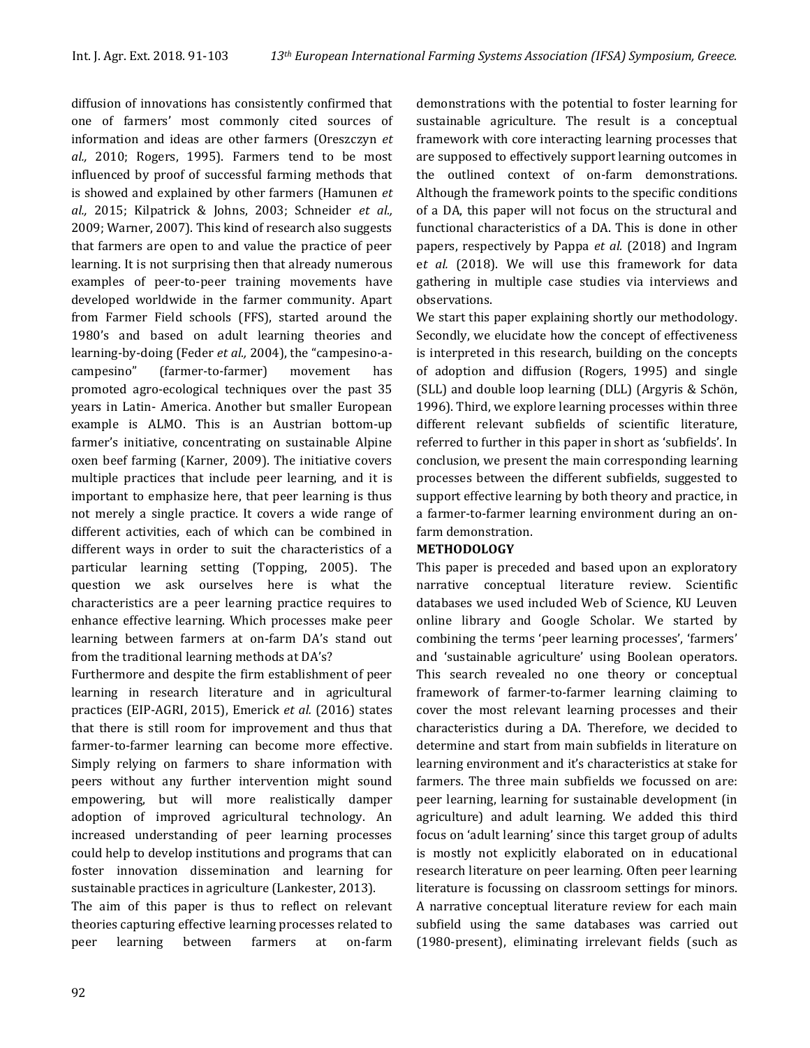diffusion of innovations has consistently confirmed that one of farmers' most commonly cited sources of information and ideas are other farmers (Oreszczyn *et al.,* 2010; Rogers, 1995). Farmers tend to be most influenced by proof of successful farming methods that is showed and explained by other farmers (Hamunen *et al.,* 2015; Kilpatrick & Johns, 2003; Schneider *et al.,* 2009; Warner, 2007). This kind of research also suggests that farmers are open to and value the practice of peer learning. It is not surprising then that already numerous examples of peer-to-peer training movements have developed worldwide in the farmer community. Apart from Farmer Field schools (FFS), started around the 1980's and based on adult learning theories and learning-by-doing (Feder *et al.,* 2004), the "campesino-a-campesino" (farmer-to-farmer) movement has promoted agro-ecological techniques over the past 35 years in Latin- America. Another but smaller European example is ALMO. This is an Austrian bottom-up farmer's initiative, concentrating on sustainable Alpine oxen beef farming (Karner, 2009). The initiative covers multiple practices that include peer learning, and it is important to emphasize here, that peer learning is thus not merely a single practice. It covers a wide range of different activities, each of which can be combined in different ways in order to suit the characteristics of a particular learning setting (Topping, 2005). The question we ask ourselves here is what the characteristics are a peer learning practice requires to enhance effective learning. Which processes make peer learning between farmers at on-farm DA's stand out from the traditional learning methods at DA's?

Furthermore and despite the firm establishment of peer learning in research literature and in agricultural practices (EIP-AGRI, 2015), Emerick *et al.* (2016) states that there is still room for improvement and thus that farmer-to-farmer learning can become more effective. Simply relying on farmers to share information with peers without any further intervention might sound empowering, but will more realistically damper adoption of improved agricultural technology. An increased understanding of peer learning processes could help to develop institutions and programs that can foster innovation dissemination and learning for sustainable practices in agriculture (Lankester, 2013).

The aim of this paper is thus to reflect on relevant theories capturing effective learning processes related to peer learning between farmers at on-farm demonstrations with the potential to foster learning for sustainable agriculture. The result is a conceptual framework with core interacting learning processes that are supposed to effectively support learning outcomes in the outlined context of on-farm demonstrations. Although the framework points to the specific conditions of a DA, this paper will not focus on the structural and functional characteristics of a DA. This is done in other papers, respectively by Pappa *et al.* (2018) and Ingram e*t al.* (2018). We will use this framework for data gathering in multiple case studies via interviews and observations.

We start this paper explaining shortly our methodology. Secondly, we elucidate how the concept of effectiveness is interpreted in this research, building on the concepts of adoption and diffusion (Rogers, 1995) and single (SLL) and double loop learning (DLL) (Argyris & Schön, 1996). Third, we explore learning processes within three different relevant subfields of scientific literature, referred to further in this paper in short as 'subfields'. In conclusion, we present the main corresponding learning processes between the different subfields, suggested to support effective learning by both theory and practice, in a farmer-to-farmer learning environment during an on-farm demonstration.

## METHODOLOGY

This paper is preceded and based upon an exploratory narrative conceptual literature review. Scientific databases we used included Web of Science, KU Leuven online library and Google Scholar. We started by combining the terms 'peer learning processes', 'farmers' and 'sustainable agriculture' using Boolean operators. This search revealed no one theory or conceptual framework of farmer-to-farmer learning claiming to cover the most relevant learning processes and their characteristics during a DA. Therefore, we decided to determine and start from main subfields in literature on learning environment and it's characteristics at stake for farmers. The three main subfields we focussed on are: peer learning, learning for sustainable development (in agriculture) and adult learning. We added this third focus on 'adult learning' since this target group of adults is mostly not explicitly elaborated on in educational research literature on peer learning. Often peer learning literature is focussing on classroom settings for minors. A narrative conceptual literature review for each main subfield using the same databases was carried out (1980-present), eliminating irrelevant fields (such as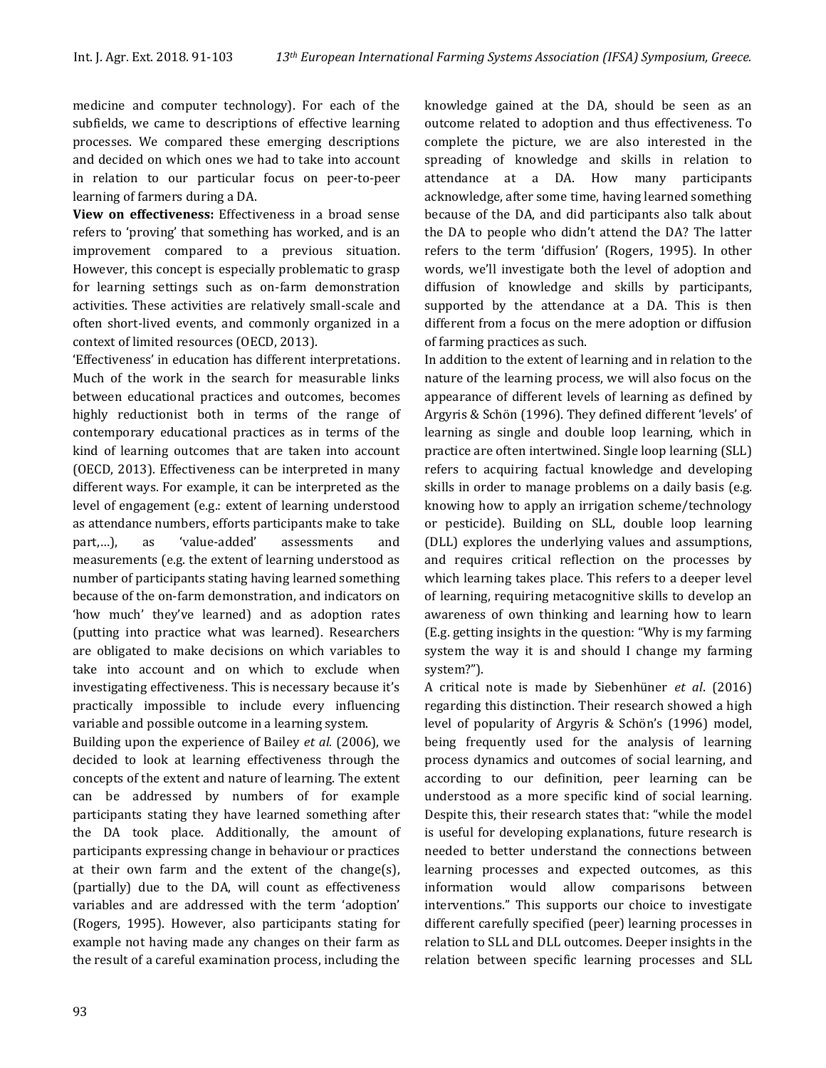medicine and computer technology). For each of the subfields, we came to descriptions of effective learning processes. We compared these emerging descriptions and decided on which ones we had to take into account in relation to our particular focus on peer-to-peer learning of farmers during a DA.

**View on effectiveness:** Effectiveness in a broad sense refers to 'proving' that something has worked, and is an improvement compared to a previous situation. However, this concept is especially problematic to grasp for learning settings such as on-farm demonstration activities. These activities are relatively small-scale and often short-lived events, and commonly organized in a context of limited resources (OECD, 2013).

'Effectiveness' in education has different interpretations. Much of the work in the search for measurable links between educational practices and outcomes, becomes highly reductionist both in terms of the range of contemporary educational practices as in terms of the kind of learning outcomes that are taken into account (OECD, 2013). Effectiveness can be interpreted in many different ways. For example, it can be interpreted as the level of engagement (e.g.: extent of learning understood as attendance numbers, efforts participants make to take part,…), as 'value-added' assessments and measurements (e.g. the extent of learning understood as number of participants stating having learned something because of the on-farm demonstration, and indicators on 'how much' they've learned) and as adoption rates (putting into practice what was learned). Researchers are obligated to make decisions on which variables to take into account and on which to exclude when investigating effectiveness. This is necessary because it's practically impossible to include every influencing variable and possible outcome in a learning system.

Building upon the experience of Bailey *et al.* (2006), we decided to look at learning effectiveness through the concepts of the extent and nature of learning. The extent can be addressed by numbers of for example participants stating they have learned something after the DA took place. Additionally, the amount of participants expressing change in behaviour or practices at their own farm and the extent of the change(s), (partially) due to the DA, will count as effectiveness variables and are addressed with the term 'adoption' (Rogers, 1995). However, also participants stating for example not having made any changes on their farm as the result of a careful examination process, including the knowledge gained at the DA, should be seen as an outcome related to adoption and thus effectiveness. To complete the picture, we are also interested in the spreading of knowledge and skills in relation to attendance at a DA. How many participants acknowledge, after some time, having learned something because of the DA, and did participants also talk about the DA to people who didn't attend the DA? The latter refers to the term 'diffusion' (Rogers, 1995). In other words, we'll investigate both the level of adoption and diffusion of knowledge and skills by participants, supported by the attendance at a DA. This is then different from a focus on the mere adoption or diffusion of farming practices as such.

In addition to the extent of learning and in relation to the nature of the learning process, we will also focus on the appearance of different levels of learning as defined by Argyris & Schön (1996). They defined different 'levels' of learning as single and double loop learning, which in practice are often intertwined. Single loop learning (SLL) refers to acquiring factual knowledge and developing skills in order to manage problems on a daily basis (e.g. knowing how to apply an irrigation scheme/technology or pesticide). Building on SLL, double loop learning (DLL) explores the underlying values and assumptions, and requires critical reflection on the processes by which learning takes place. This refers to a deeper level of learning, requiring metacognitive skills to develop an awareness of own thinking and learning how to learn (E.g. getting insights in the question: "Why is my farming system the way it is and should I change my farming system?").

A critical note is made by Siebenhüner *et al*. (2016) regarding this distinction. Their research showed a high level of popularity of Argyris & Schön's (1996) model, being frequently used for the analysis of learning process dynamics and outcomes of social learning, and according to our definition, peer learning can be understood as a more specific kind of social learning. Despite this, their research states that: "while the model is useful for developing explanations, future research is needed to better understand the connections between learning processes and expected outcomes, as this information would allow comparisons between interventions." This supports our choice to investigate different carefully specified (peer) learning processes in relation to SLL and DLL outcomes. Deeper insights in the relation between specific learning processes and SLL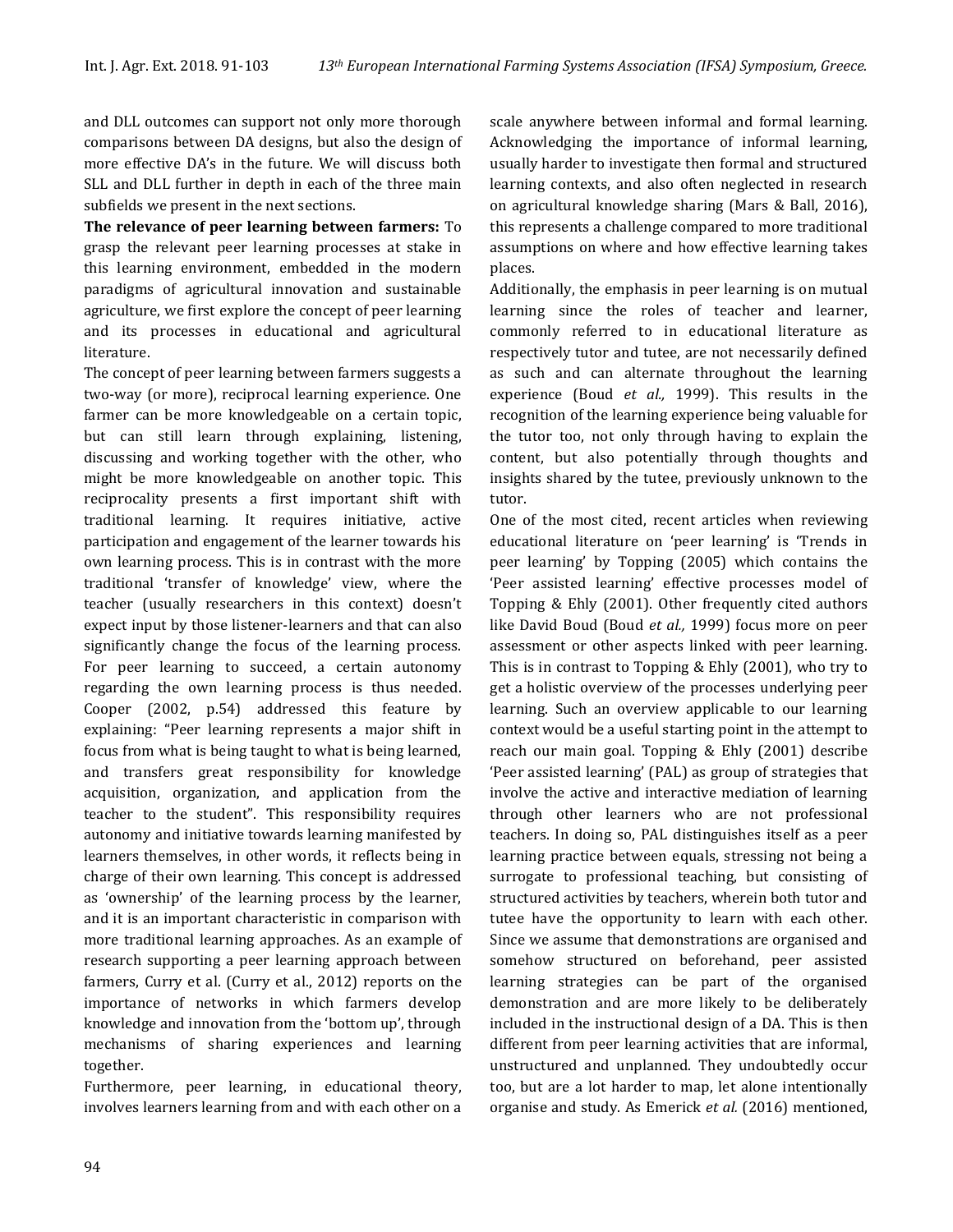and DLL outcomes can support not only more thorough comparisons between DA designs, but also the design of more effective DA's in the future. We will discuss both SLL and DLL further in depth in each of the three main subfields we present in the next sections.

**The relevance of peer learning between farmers:** To grasp the relevant peer learning processes at stake in this learning environment, embedded in the modern paradigms of agricultural innovation and sustainable agriculture, we first explore the concept of peer learning and its processes in educational and agricultural literature.

The concept of peer learning between farmers suggests a two-way (or more), reciprocal learning experience. One farmer can be more knowledgeable on a certain topic, but can still learn through explaining, listening, discussing and working together with the other, who might be more knowledgeable on another topic. This reciprocality presents a first important shift with traditional learning. It requires initiative, active participation and engagement of the learner towards his own learning process. This is in contrast with the more traditional 'transfer of knowledge' view, where the teacher (usually researchers in this context) doesn't expect input by those listener-learners and that can also significantly change the focus of the learning process. For peer learning to succeed, a certain autonomy regarding the own learning process is thus needed. Cooper (2002, p.54) addressed this feature by explaining: "Peer learning represents a major shift in focus from what is being taught to what is being learned, and transfers great responsibility for knowledge acquisition, organization, and application from the teacher to the student". This responsibility requires autonomy and initiative towards learning manifested by learners themselves, in other words, it reflects being in charge of their own learning. This concept is addressed as 'ownership' of the learning process by the learner, and it is an important characteristic in comparison with more traditional learning approaches. As an example of research supporting a peer learning approach between farmers, Curry et al. (Curry et al., 2012) reports on the importance of networks in which farmers develop knowledge and innovation from the 'bottom up', through mechanisms of sharing experiences and learning together.

Furthermore, peer learning, in educational theory, involves learners learning from and with each other on a scale anywhere between informal and formal learning. Acknowledging the importance of informal learning, usually harder to investigate then formal and structured learning contexts, and also often neglected in research on agricultural knowledge sharing (Mars & Ball, 2016), this represents a challenge compared to more traditional assumptions on where and how effective learning takes places.

Additionally, the emphasis in peer learning is on mutual learning since the roles of teacher and learner, commonly referred to in educational literature as respectively tutor and tutee, are not necessarily defined as such and can alternate throughout the learning experience (Boud *et al.,* 1999). This results in the recognition of the learning experience being valuable for the tutor too, not only through having to explain the content, but also potentially through thoughts and insights shared by the tutee, previously unknown to the tutor.

One of the most cited, recent articles when reviewing educational literature on 'peer learning' is 'Trends in peer learning' by Topping (2005) which contains the 'Peer assisted learning' effective processes model of Topping & Ehly (2001). Other frequently cited authors like David Boud (Boud *et al.,* 1999) focus more on peer assessment or other aspects linked with peer learning. This is in contrast to Topping & Ehly (2001), who try to get a holistic overview of the processes underlying peer learning. Such an overview applicable to our learning context would be a useful starting point in the attempt to reach our main goal. Topping & Ehly (2001) describe 'Peer assisted learning' (PAL) as group of strategies that involve the active and interactive mediation of learning through other learners who are not professional teachers. In doing so, PAL distinguishes itself as a peer learning practice between equals, stressing not being a surrogate to professional teaching, but consisting of structured activities by teachers, wherein both tutor and tutee have the opportunity to learn with each other. Since we assume that demonstrations are organised and somehow structured on beforehand, peer assisted learning strategies can be part of the organised demonstration and are more likely to be deliberately included in the instructional design of a DA. This is then different from peer learning activities that are informal, unstructured and unplanned. They undoubtedly occur too, but are a lot harder to map, let alone intentionally organise and study. As Emerick *et al.* (2016) mentioned,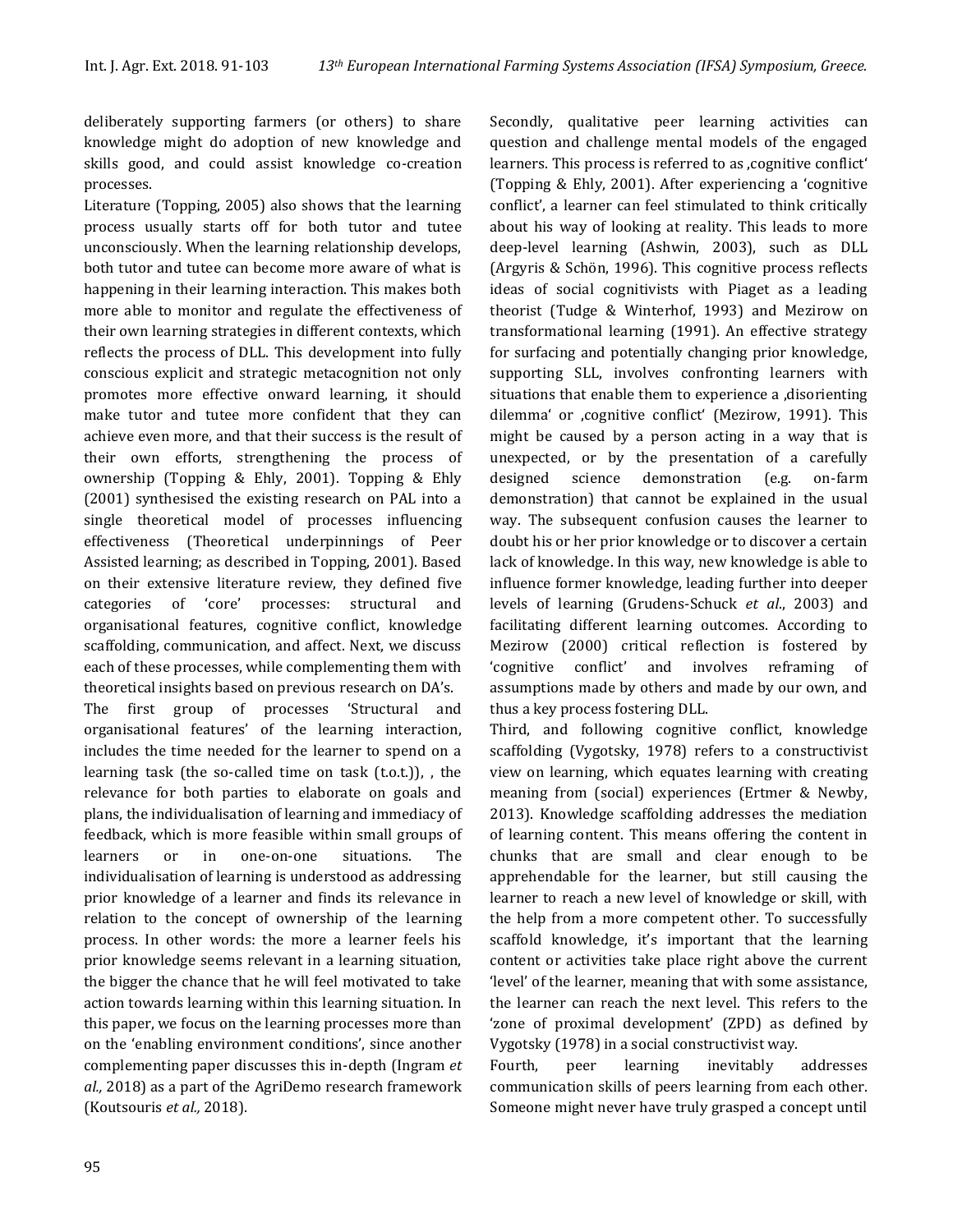deliberately supporting farmers (or others) to share knowledge might do adoption of new knowledge and skills good, and could assist knowledge co-creation processes.

Literature (Topping, 2005) also shows that the learning process usually starts off for both tutor and tutee unconsciously. When the learning relationship develops, both tutor and tutee can become more aware of what is happening in their learning interaction. This makes both more able to monitor and regulate the effectiveness of their own learning strategies in different contexts, which reflects the process of DLL. This development into fully conscious explicit and strategic metacognition not only promotes more effective onward learning, it should make tutor and tutee more confident that they can achieve even more, and that their success is the result of their own efforts, strengthening the process of ownership (Topping & Ehly, 2001). Topping & Ehly (2001) synthesised the existing research on PAL into a single theoretical model of processes influencing effectiveness (Theoretical underpinnings of Peer Assisted learning; as described in Topping, 2001). Based on their extensive literature review, they defined five categories of 'core' processes: structural and organisational features, cognitive conflict, knowledge scaffolding, communication, and affect. Next, we discuss each of these processes, while complementing them with theoretical insights based on previous research on DA's.

The first group of processes 'Structural and organisational features' of the learning interaction, includes the time needed for the learner to spend on a learning task (the so-called time on task (t.o.t.)), , the relevance for both parties to elaborate on goals and plans, the individualisation of learning and immediacy of feedback, which is more feasible within small groups of learners or in one-on-one situations. The individualisation of learning is understood as addressing prior knowledge of a learner and finds its relevance in relation to the concept of ownership of the learning process. In other words: the more a learner feels his prior knowledge seems relevant in a learning situation, the bigger the chance that he will feel motivated to take action towards learning within this learning situation. In this paper, we focus on the learning processes more than on the 'enabling environment conditions', since another complementing paper discusses this in-depth (Ingram *et al.,* 2018) as a part of the AgriDemo research framework (Koutsouris *et al.,* 2018).

Secondly, qualitative peer learning activities can question and challenge mental models of the engaged learners. This process is referred to as ‚cognitive conflict' (Topping & Ehly, 2001). After experiencing a 'cognitive conflict', a learner can feel stimulated to think critically about his way of looking at reality. This leads to more deep-level learning (Ashwin, 2003), such as DLL (Argyris & Schön, 1996). This cognitive process reflects ideas of social cognitivists with Piaget as a leading theorist (Tudge & Winterhof, 1993) and Mezirow on transformational learning (1991). An effective strategy for surfacing and potentially changing prior knowledge, supporting SLL, involves confronting learners with situations that enable them to experience a ‚disorienting dilemma' or ‚cognitive conflict' (Mezirow, 1991). This might be caused by a person acting in a way that is unexpected, or by the presentation of a carefully designed science demonstration (e.g. on-farm demonstration) that cannot be explained in the usual way. The subsequent confusion causes the learner to doubt his or her prior knowledge or to discover a certain lack of knowledge. In this way, new knowledge is able to influence former knowledge, leading further into deeper levels of learning (Grudens-Schuck *et al*., 2003) and facilitating different learning outcomes. According to Mezirow (2000) critical reflection is fostered by 'cognitive conflict' and involves reframing of assumptions made by others and made by our own, and thus a key process fostering DLL.

Third, and following cognitive conflict, knowledge scaffolding (Vygotsky, 1978) refers to a constructivist view on learning, which equates learning with creating meaning from (social) experiences (Ertmer & Newby, 2013). Knowledge scaffolding addresses the mediation of learning content. This means offering the content in chunks that are small and clear enough to be apprehendable for the learner, but still causing the learner to reach a new level of knowledge or skill, with the help from a more competent other. To successfully scaffold knowledge, it's important that the learning content or activities take place right above the current 'level' of the learner, meaning that with some assistance, the learner can reach the next level. This refers to the 'zone of proximal development' (ZPD) as defined by Vygotsky (1978) in a social constructivist way.

Fourth, peer learning inevitably addresses communication skills of peers learning from each other. Someone might never have truly grasped a concept until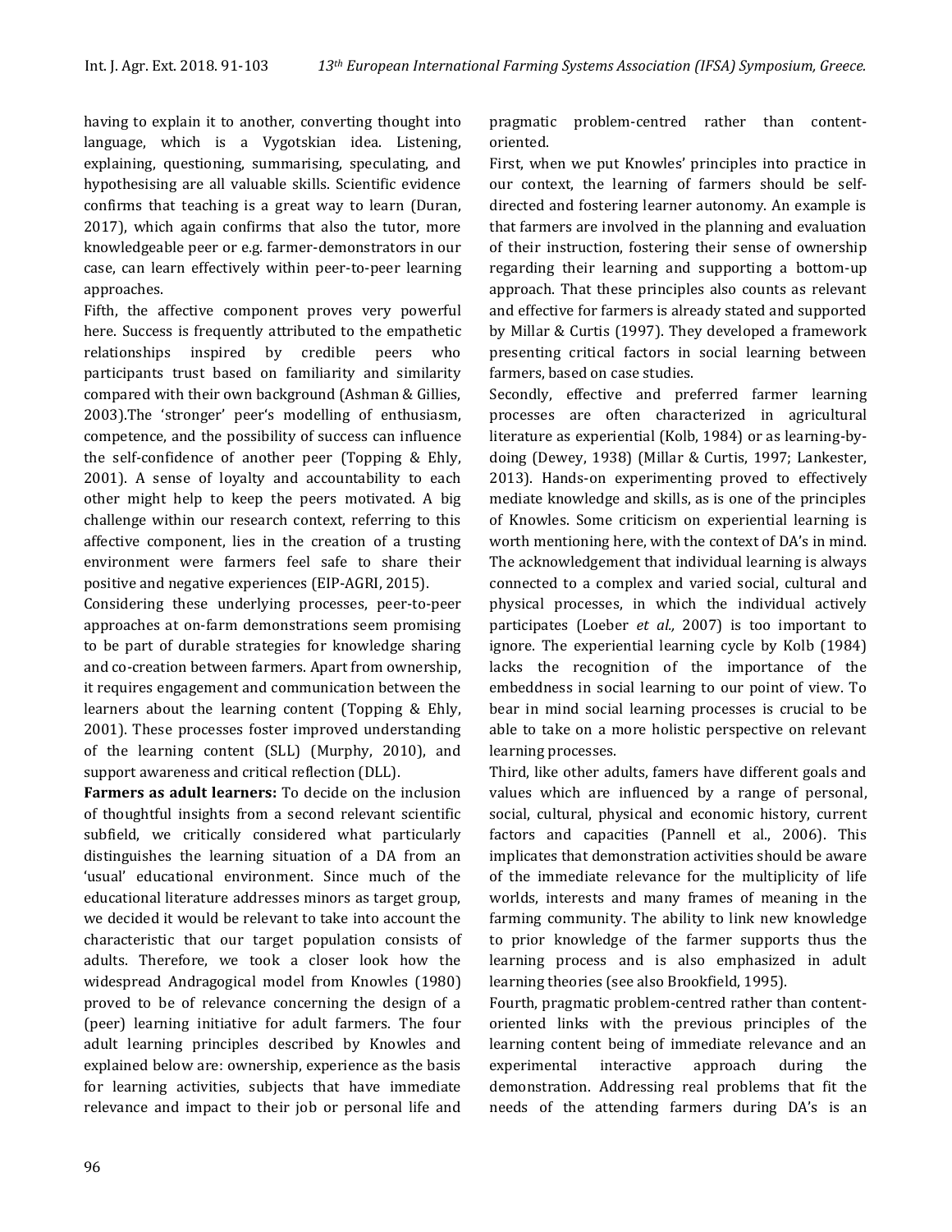having to explain it to another, converting thought into language, which is a Vygotskian idea. Listening, explaining, questioning, summarising, speculating, and hypothesising are all valuable skills. Scientific evidence confirms that teaching is a great way to learn (Duran, 2017), which again confirms that also the tutor, more knowledgeable peer or e.g. farmer-demonstrators in our case, can learn effectively within peer-to-peer learning approaches.

Fifth, the affective component proves very powerful here. Success is frequently attributed to the empathetic relationships inspired by credible peers who participants trust based on familiarity and similarity compared with their own background (Ashman & Gillies, 2003).The 'stronger' peer's modelling of enthusiasm, competence, and the possibility of success can influence the self-confidence of another peer (Topping & Ehly, 2001). A sense of loyalty and accountability to each other might help to keep the peers motivated. A big challenge within our research context, referring to this affective component, lies in the creation of a trusting environment were farmers feel safe to share their positive and negative experiences (EIP-AGRI, 2015).

Considering these underlying processes, peer-to-peer approaches at on-farm demonstrations seem promising to be part of durable strategies for knowledge sharing and co-creation between farmers. Apart from ownership, it requires engagement and communication between the learners about the learning content (Topping & Ehly, 2001). These processes foster improved understanding of the learning content (SLL) (Murphy, 2010), and support awareness and critical reflection (DLL).

**Farmers as adult learners:** To decide on the inclusion of thoughtful insights from a second relevant scientific subfield, we critically considered what particularly distinguishes the learning situation of a DA from an 'usual' educational environment. Since much of the educational literature addresses minors as target group, we decided it would be relevant to take into account the characteristic that our target population consists of adults. Therefore, we took a closer look how the widespread Andragogical model from Knowles (1980) proved to be of relevance concerning the design of a (peer) learning initiative for adult farmers. The four adult learning principles described by Knowles and explained below are: ownership, experience as the basis for learning activities, subjects that have immediate relevance and impact to their job or personal life and pragmatic problem-centred rather than content-oriented.

First, when we put Knowles' principles into practice in our context, the learning of farmers should be self-directed and fostering learner autonomy. An example is that farmers are involved in the planning and evaluation of their instruction, fostering their sense of ownership regarding their learning and supporting a bottom-up approach. That these principles also counts as relevant and effective for farmers is already stated and supported by Millar & Curtis (1997). They developed a framework presenting critical factors in social learning between farmers, based on case studies.

Secondly, effective and preferred farmer learning processes are often characterized in agricultural literature as experiential (Kolb, 1984) or as learning-by-doing (Dewey, 1938) (Millar & Curtis, 1997; Lankester, 2013). Hands-on experimenting proved to effectively mediate knowledge and skills, as is one of the principles of Knowles. Some criticism on experiential learning is worth mentioning here, with the context of DA's in mind. The acknowledgement that individual learning is always connected to a complex and varied social, cultural and physical processes, in which the individual actively participates (Loeber *et al.,* 2007) is too important to ignore. The experiential learning cycle by Kolb (1984) lacks the recognition of the importance of the embeddness in social learning to our point of view. To bear in mind social learning processes is crucial to be able to take on a more holistic perspective on relevant learning processes.

Third, like other adults, famers have different goals and values which are influenced by a range of personal, social, cultural, physical and economic history, current factors and capacities (Pannell et al., 2006). This implicates that demonstration activities should be aware of the immediate relevance for the multiplicity of life worlds, interests and many frames of meaning in the farming community. The ability to link new knowledge to prior knowledge of the farmer supports thus the learning process and is also emphasized in adult learning theories (see also Brookfield, 1995).

Fourth, pragmatic problem-centred rather than content-oriented links with the previous principles of the learning content being of immediate relevance and an experimental interactive approach during the demonstration. Addressing real problems that fit the needs of the attending farmers during DA's is an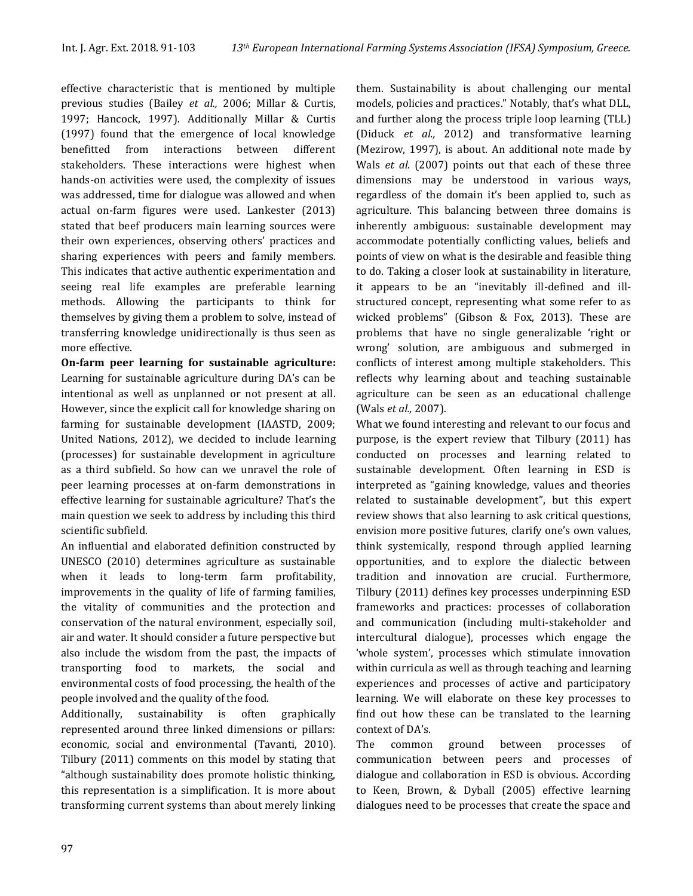effective characteristic that is mentioned by multiple previous studies (Bailey *et al.,* 2006; Millar & Curtis, 1997; Hancock, 1997). Additionally Millar & Curtis (1997) found that the emergence of local knowledge benefitted from interactions between different stakeholders. These interactions were highest when hands-on activities were used, the complexity of issues was addressed, time for dialogue was allowed and when actual on-farm figures were used. Lankester (2013) stated that beef producers main learning sources were their own experiences, observing others' practices and sharing experiences with peers and family members. This indicates that active authentic experimentation and seeing real life examples are preferable learning methods. Allowing the participants to think for themselves by giving them a problem to solve, instead of transferring knowledge unidirectionally is thus seen as more effective.

**On-farm peer learning for sustainable agriculture:** Learning for sustainable agriculture during DA's can be intentional as well as unplanned or not present at all. However, since the explicit call for knowledge sharing on farming for sustainable development (IAASTD, 2009; United Nations, 2012), we decided to include learning (processes) for sustainable development in agriculture as a third subfield. So how can we unravel the role of peer learning processes at on-farm demonstrations in effective learning for sustainable agriculture? That's the main question we seek to address by including this third scientific subfield.

An influential and elaborated definition constructed by UNESCO (2010) determines agriculture as sustainable when it leads to long-term farm profitability, improvements in the quality of life of farming families, the vitality of communities and the protection and conservation of the natural environment, especially soil, air and water. It should consider a future perspective but also include the wisdom from the past, the impacts of transporting food to markets, the social and environmental costs of food processing, the health of the people involved and the quality of the food.

Additionally, sustainability is often graphically represented around three linked dimensions or pillars: economic, social and environmental (Tavanti, 2010). Tilbury (2011) comments on this model by stating that "although sustainability does promote holistic thinking, this representation is a simplification. It is more about transforming current systems than about merely linking them. Sustainability is about challenging our mental models, policies and practices." Notably, that's what DLL, and further along the process triple loop learning (TLL) (Diduck *et al.,* 2012) and transformative learning (Mezirow, 1997), is about. An additional note made by Wals *et al.* (2007) points out that each of these three dimensions may be understood in various ways, regardless of the domain it's been applied to, such as agriculture. This balancing between three domains is inherently ambiguous: sustainable development may accommodate potentially conflicting values, beliefs and points of view on what is the desirable and feasible thing to do. Taking a closer look at sustainability in literature, it appears to be an "inevitably ill-defined and ill-structured concept, representing what some refer to as wicked problems" (Gibson & Fox, 2013). These are problems that have no single generalizable 'right or wrong' solution, are ambiguous and submerged in conflicts of interest among multiple stakeholders. This reflects why learning about and teaching sustainable agriculture can be seen as an educational challenge (Wals *et al.,* 2007).

What we found interesting and relevant to our focus and purpose, is the expert review that Tilbury (2011) has conducted on processes and learning related to sustainable development. Often learning in ESD is interpreted as "gaining knowledge, values and theories related to sustainable development", but this expert review shows that also learning to ask critical questions, envision more positive futures, clarify one's own values, think systemically, respond through applied learning opportunities, and to explore the dialectic between tradition and innovation are crucial. Furthermore, Tilbury (2011) defines key processes underpinning ESD frameworks and practices: processes of collaboration and communication (including multi-stakeholder and intercultural dialogue), processes which engage the 'whole system', processes which stimulate innovation within curricula as well as through teaching and learning experiences and processes of active and participatory learning. We will elaborate on these key processes to find out how these can be translated to the learning context of DA's.

The common ground between processes of communication between peers and processes of dialogue and collaboration in ESD is obvious. According to Keen, Brown, & Dyball (2005) effective learning dialogues need to be processes that create the space and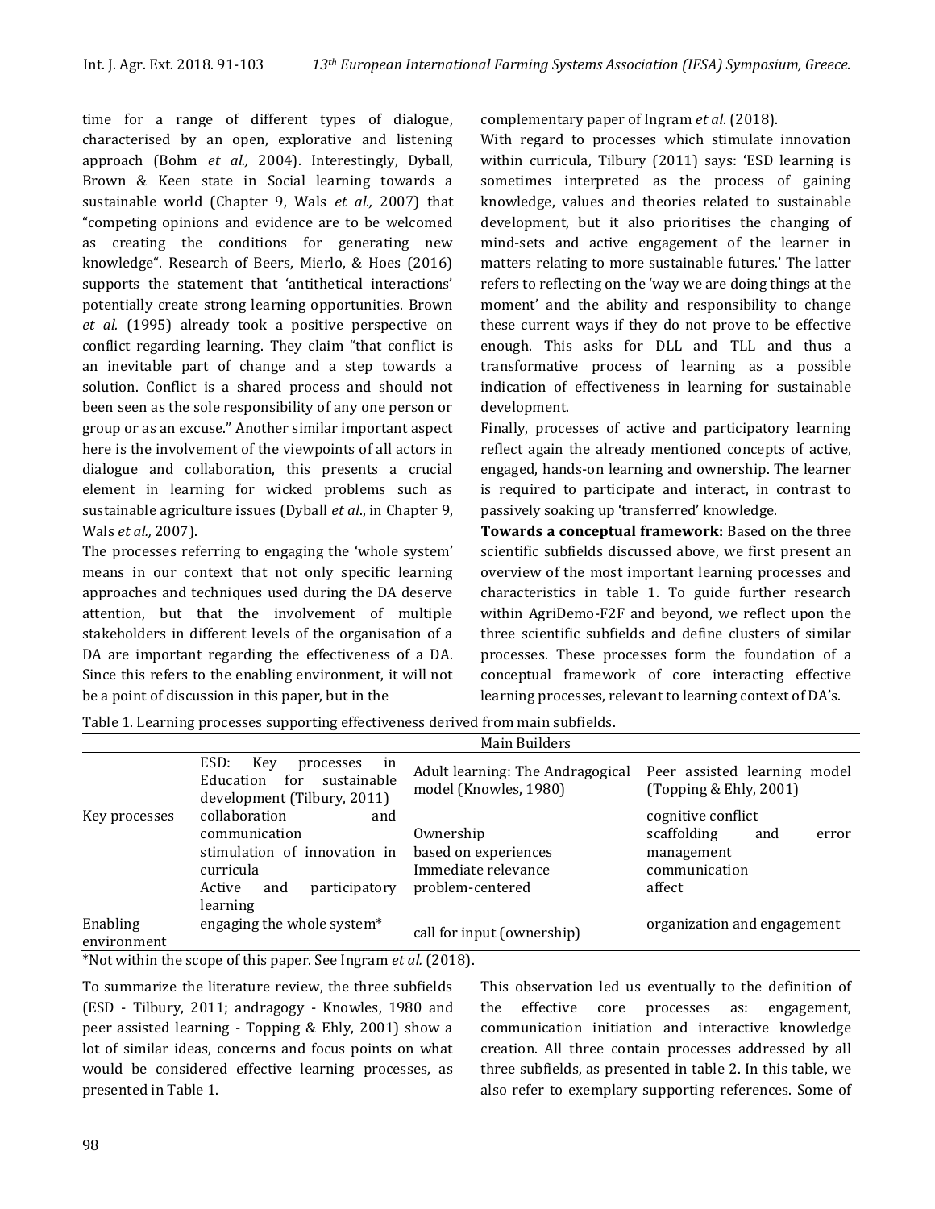time for a range of different types of dialogue, characterised by an open, explorative and listening approach (Bohm *et al.,* 2004). Interestingly, Dyball, Brown & Keen state in Social learning towards a sustainable world (Chapter 9, Wals *et al.,* 2007) that "competing opinions and evidence are to be welcomed as creating the conditions for generating new knowledge". Research of Beers, Mierlo, & Hoes (2016) supports the statement that 'antithetical interactions' potentially create strong learning opportunities. Brown *et al.* (1995) already took a positive perspective on conflict regarding learning. They claim "that conflict is an inevitable part of change and a step towards a solution. Conflict is a shared process and should not been seen as the sole responsibility of any one person or group or as an excuse." Another similar important aspect here is the involvement of the viewpoints of all actors in dialogue and collaboration, this presents a crucial element in learning for wicked problems such as sustainable agriculture issues (Dyball *et al*., in Chapter 9, Wals *et al.,* 2007).

The processes referring to engaging the 'whole system' means in our context that not only specific learning approaches and techniques used during the DA deserve attention, but that the involvement of multiple stakeholders in different levels of the organisation of a DA are important regarding the effectiveness of a DA. Since this refers to the enabling environment, it will not be a point of discussion in this paper, but in the complementary paper of Ingram *et al*. (2018).

With regard to processes which stimulate innovation within curricula, Tilbury (2011) says: 'ESD learning is sometimes interpreted as the process of gaining knowledge, values and theories related to sustainable development, but it also prioritises the changing of mind-sets and active engagement of the learner in matters relating to more sustainable futures.' The latter refers to reflecting on the 'way we are doing things at the moment' and the ability and responsibility to change these current ways if they do not prove to be effective enough. This asks for DLL and TLL and thus a transformative process of learning as a possible indication of effectiveness in learning for sustainable development.

Finally, processes of active and participatory learning reflect again the already mentioned concepts of active, engaged, hands-on learning and ownership. The learner is required to participate and interact, in contrast to passively soaking up 'transferred' knowledge.

**Towards a conceptual framework:** Based on the three scientific subfields discussed above, we first present an overview of the most important learning processes and characteristics in table 1. To guide further research within AgriDemo-F2F and beyond, we reflect upon the three scientific subfields and define clusters of similar processes. These processes form the foundation of a conceptual framework of core interacting effective learning processes, relevant to learning context of DA's.

Table 1. Learning processes supporting effectiveness derived from main subfields.

| | Main Builders | | |
|---|---|---|---|
| | ESD: Key processes in Education for sustainable development (Tilbury, 2011) | Adult learning: The Andragogical model (Knowles, 1980) | Peer assisted learning model (Topping & Ehly, 2001) |
| Key processes | collaboration and communication<br>stimulation of innovation in curricula<br>Active and participatory learning | Ownership<br>based on experiences<br>Immediate relevance<br>problem-centered | cognitive conflict<br>scaffolding and error management<br>communication<br>affect |
| Enabling environment | engaging the whole system* | call for input (ownership) | organization and engagement |

*Not within the scope of this paper. See Ingram *et al.* (2018).

To summarize the literature review, the three subfields (ESD - Tilbury, 2011; andragogy - Knowles, 1980 and peer assisted learning - Topping & Ehly, 2001) show a lot of similar ideas, concerns and focus points on what would be considered effective learning processes, as presented in Table 1.

This observation led us eventually to the definition of the effective core processes as: engagement, communication initiation and interactive knowledge creation. All three contain processes addressed by all three subfields, as presented in table 2. In this table, we also refer to exemplary supporting references. Some of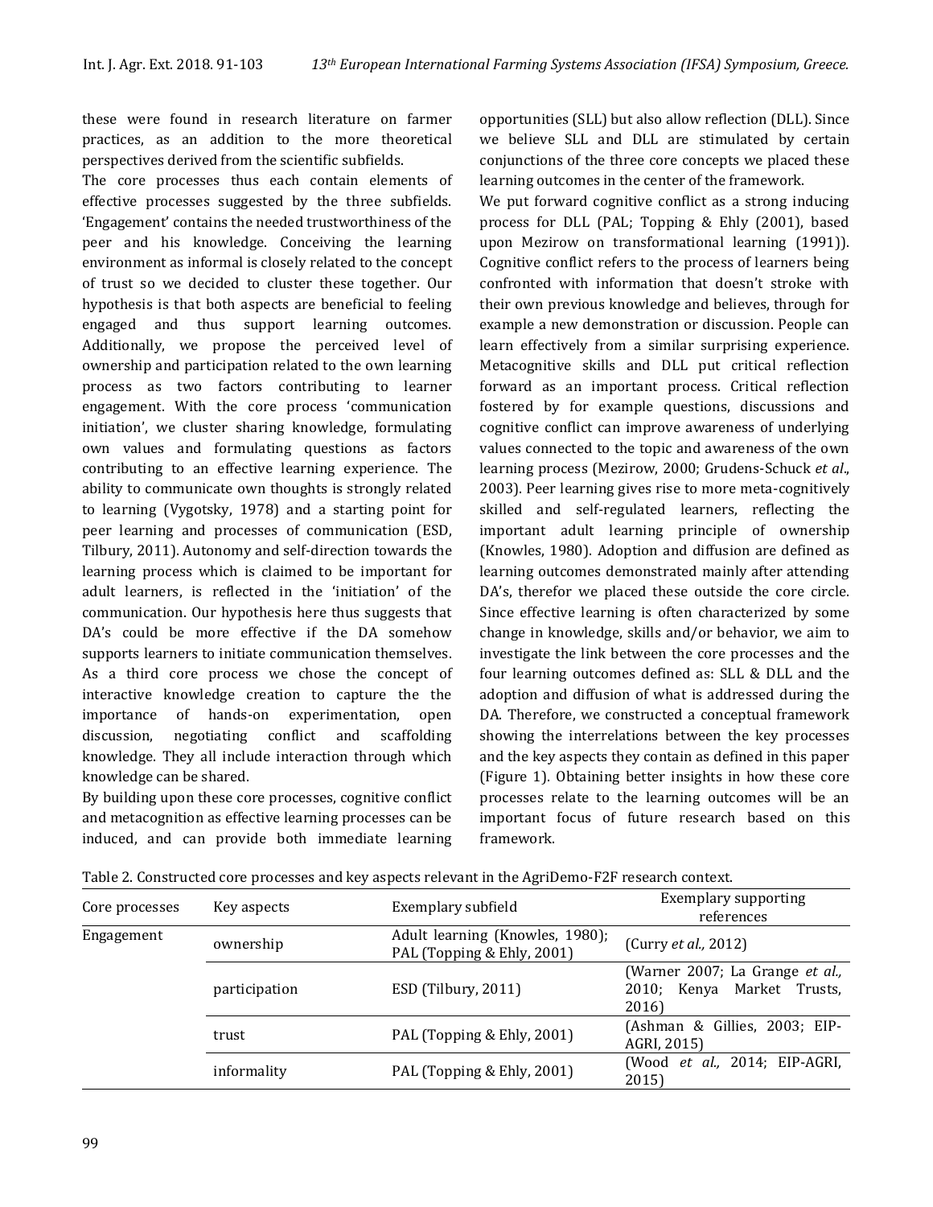these were found in research literature on farmer practices, as an addition to the more theoretical perspectives derived from the scientific subfields.

The core processes thus each contain elements of effective processes suggested by the three subfields. 'Engagement' contains the needed trustworthiness of the peer and his knowledge. Conceiving the learning environment as informal is closely related to the concept of trust so we decided to cluster these together. Our hypothesis is that both aspects are beneficial to feeling engaged and thus support learning outcomes. Additionally, we propose the perceived level of ownership and participation related to the own learning process as two factors contributing to learner engagement. With the core process 'communication initiation', we cluster sharing knowledge, formulating own values and formulating questions as factors contributing to an effective learning experience. The ability to communicate own thoughts is strongly related to learning (Vygotsky, 1978) and a starting point for peer learning and processes of communication (ESD, Tilbury, 2011). Autonomy and self-direction towards the learning process which is claimed to be important for adult learners, is reflected in the 'initiation' of the communication. Our hypothesis here thus suggests that DA's could be more effective if the DA somehow supports learners to initiate communication themselves. As a third core process we chose the concept of interactive knowledge creation to capture the the importance of hands-on experimentation, open discussion, negotiating conflict and scaffolding knowledge. They all include interaction through which knowledge can be shared.

By building upon these core processes, cognitive conflict and metacognition as effective learning processes can be induced, and can provide both immediate learning opportunities (SLL) but also allow reflection (DLL). Since we believe SLL and DLL are stimulated by certain conjunctions of the three core concepts we placed these learning outcomes in the center of the framework.

We put forward cognitive conflict as a strong inducing process for DLL (PAL; Topping & Ehly (2001), based upon Mezirow on transformational learning (1991)). Cognitive conflict refers to the process of learners being confronted with information that doesn't stroke with their own previous knowledge and believes, through for example a new demonstration or discussion. People can learn effectively from a similar surprising experience. Metacognitive skills and DLL put critical reflection forward as an important process. Critical reflection fostered by for example questions, discussions and cognitive conflict can improve awareness of underlying values connected to the topic and awareness of the own learning process (Mezirow, 2000; Grudens-Schuck *et al*., 2003). Peer learning gives rise to more meta-cognitively skilled and self-regulated learners, reflecting the important adult learning principle of ownership (Knowles, 1980). Adoption and diffusion are defined as learning outcomes demonstrated mainly after attending DA's, therefor we placed these outside the core circle. Since effective learning is often characterized by some change in knowledge, skills and/or behavior, we aim to investigate the link between the core processes and the four learning outcomes defined as: SLL & DLL and the adoption and diffusion of what is addressed during the DA. Therefore, we constructed a conceptual framework showing the interrelations between the key processes and the key aspects they contain as defined in this paper (Figure 1). Obtaining better insights in how these core processes relate to the learning outcomes will be an important focus of future research based on this framework.

Table 2. Constructed core processes and key aspects relevant in the AgriDemo-F2F research context.

| Core processes | Key aspects | Exemplary subfield | Exemplary supporting references |
|---|---|---|---|
| Engagement | ownership | Adult learning (Knowles, 1980); PAL (Topping & Ehly, 2001) | (Curry *et al.,* 2012) |
| | participation | ESD (Tilbury, 2011) | (Warner 2007; La Grange *et al.,* 2010; Kenya Market Trusts, 2016) |
| | trust | PAL (Topping & Ehly, 2001) | (Ashman & Gillies, 2003; EIP-AGRI, 2015) |
| | informality | PAL (Topping & Ehly, 2001) | (Wood *et al.,* 2014; EIP-AGRI, 2015) |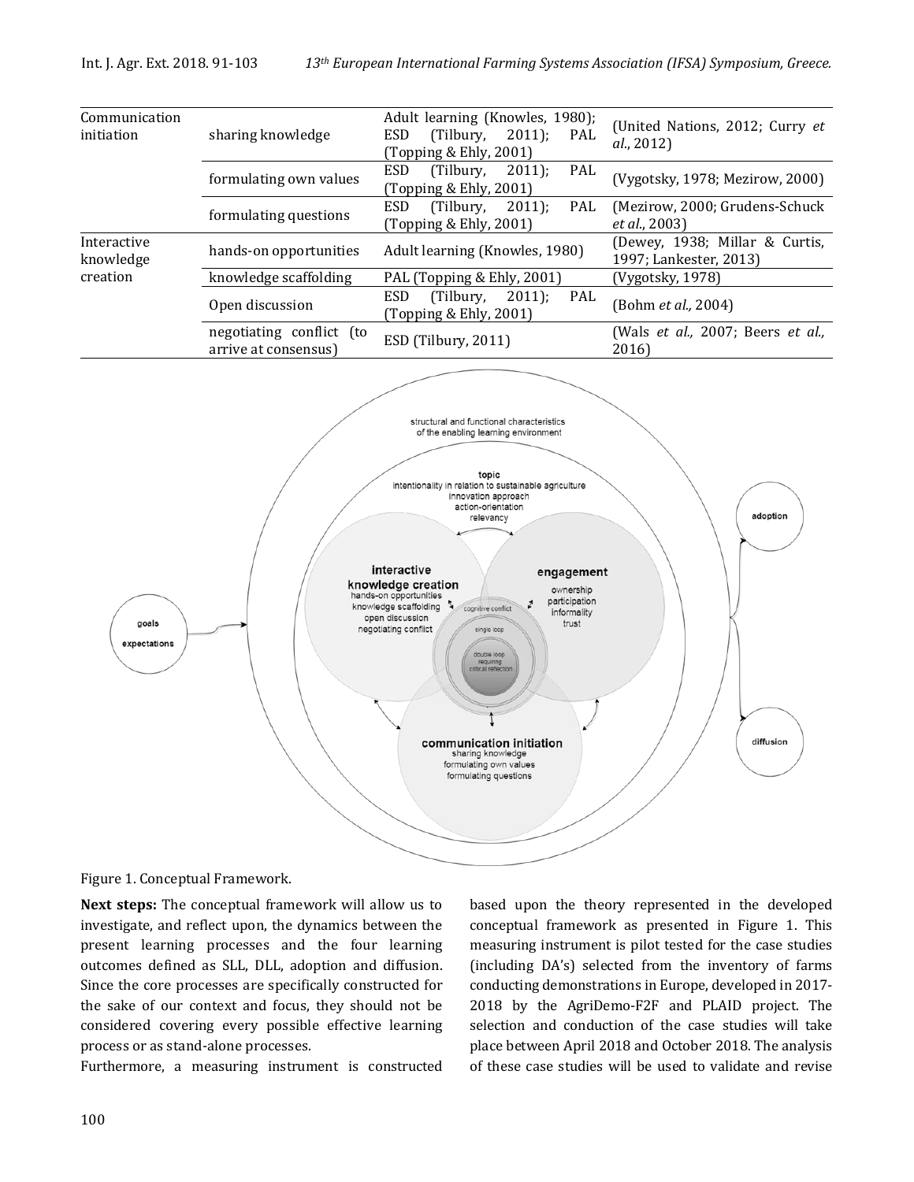| | | | |
|---|---|---|---|
| Communication initiation | sharing knowledge | Adult learning (Knowles, 1980); ESD (Tilbury, 2011); PAL (Topping & Ehly, 2001) | (United Nations, 2012; Curry *et al.*, 2012) |
| | formulating own values | ESD (Tilbury, 2011); PAL (Topping & Ehly, 2001) | (Vygotsky, 1978; Mezirow, 2000) |
| | formulating questions | ESD (Tilbury, 2011); PAL (Topping & Ehly, 2001) | (Mezirow, 2000; Grudens-Schuck *et al.*, 2003) |
| Interactive knowledge creation | hands-on opportunities | Adult learning (Knowles, 1980) | (Dewey, 1938; Millar & Curtis, 1997; Lankester, 2013) |
| | knowledge scaffolding | PAL (Topping & Ehly, 2001) | (Vygotsky, 1978) |
| | Open discussion | ESD (Tilbury, 2011); PAL (Topping & Ehly, 2001) | (Bohm *et al.*, 2004) |
| | negotiating conflict (to arrive at consensus) | ESD (Tilbury, 2011) | (Wals *et al.*, 2007; Beers *et al.*, 2016) |

Figure 1. Conceptual Framework.

**Next steps:** The conceptual framework will allow us to investigate, and reflect upon, the dynamics between the present learning processes and the four learning outcomes defined as SLL, DLL, adoption and diffusion. Since the core processes are specifically constructed for the sake of our context and focus, they should not be considered covering every possible effective learning process or as stand-alone processes.

Furthermore, a measuring instrument is constructed based upon the theory represented in the developed conceptual framework as presented in Figure 1. This measuring instrument is pilot tested for the case studies (including DA's) selected from the inventory of farms conducting demonstrations in Europe, developed in 2017-2018 by the AgriDemo-F2F and PLAID project. The selection and conduction of the case studies will take place between April 2018 and October 2018. The analysis of these case studies will be used to validate and revise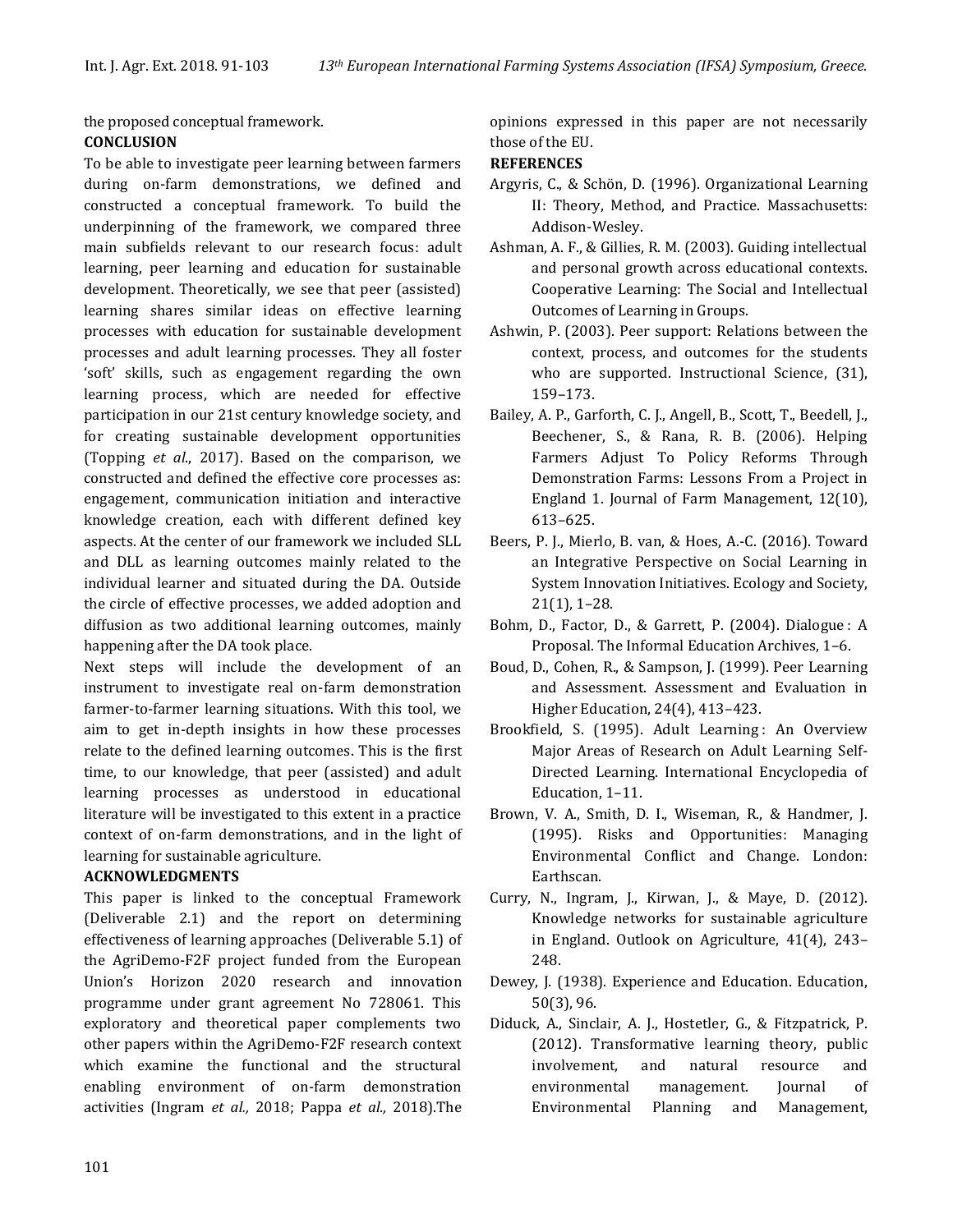the proposed conceptual framework.

## CONCLUSION

To be able to investigate peer learning between farmers during on-farm demonstrations, we defined and constructed a conceptual framework. To build the underpinning of the framework, we compared three main subfields relevant to our research focus: adult learning, peer learning and education for sustainable development. Theoretically, we see that peer (assisted) learning shares similar ideas on effective learning processes with education for sustainable development processes and adult learning processes. They all foster 'soft' skills, such as engagement regarding the own learning process, which are needed for effective participation in our 21st century knowledge society, and for creating sustainable development opportunities (Topping *et al*., 2017). Based on the comparison, we constructed and defined the effective core processes as: engagement, communication initiation and interactive knowledge creation, each with different defined key aspects. At the center of our framework we included SLL and DLL as learning outcomes mainly related to the individual learner and situated during the DA. Outside the circle of effective processes, we added adoption and diffusion as two additional learning outcomes, mainly happening after the DA took place.

Next steps will include the development of an instrument to investigate real on-farm demonstration farmer-to-farmer learning situations. With this tool, we aim to get in-depth insights in how these processes relate to the defined learning outcomes. This is the first time, to our knowledge, that peer (assisted) and adult learning processes as understood in educational literature will be investigated to this extent in a practice context of on-farm demonstrations, and in the light of learning for sustainable agriculture.

## ACKNOWLEDGMENTS

This paper is linked to the conceptual Framework (Deliverable 2.1) and the report on determining effectiveness of learning approaches (Deliverable 5.1) of the AgriDemo-F2F project funded from the European Union's Horizon 2020 research and innovation programme under grant agreement No 728061. This exploratory and theoretical paper complements two other papers within the AgriDemo-F2F research context which examine the functional and the structural enabling environment of on-farm demonstration activities (Ingram *et al.,* 2018; Pappa *et al.,* 2018).The opinions expressed in this paper are not necessarily those of the EU.

## REFERENCES

Argyris, C., & Schön, D. (1996). Organizational Learning II: Theory, Method, and Practice. Massachusetts: Addison-Wesley.

Ashman, A. F., & Gillies, R. M. (2003). Guiding intellectual and personal growth across educational contexts. Cooperative Learning: The Social and Intellectual Outcomes of Learning in Groups.

Ashwin, P. (2003). Peer support: Relations between the context, process, and outcomes for the students who are supported. Instructional Science, (31), 159–173.

Bailey, A. P., Garforth, C. J., Angell, B., Scott, T., Beedell, J., Beechener, S., & Rana, R. B. (2006). Helping Farmers Adjust To Policy Reforms Through Demonstration Farms: Lessons From a Project in England 1. Journal of Farm Management, 12(10), 613–625.

Beers, P. J., Mierlo, B. van, & Hoes, A.-C. (2016). Toward an Integrative Perspective on Social Learning in System Innovation Initiatives. Ecology and Society, 21(1), 1–28.

Bohm, D., Factor, D., & Garrett, P. (2004). Dialogue : A Proposal. The Informal Education Archives, 1–6.

Boud, D., Cohen, R., & Sampson, J. (1999). Peer Learning and Assessment. Assessment and Evaluation in Higher Education, 24(4), 413–423.

Brookfield, S. (1995). Adult Learning : An Overview Major Areas of Research on Adult Learning Self-Directed Learning. International Encyclopedia of Education, 1–11.

Brown, V. A., Smith, D. I., Wiseman, R., & Handmer, J. (1995). Risks and Opportunities: Managing Environmental Conflict and Change. London: Earthscan.

Curry, N., Ingram, J., Kirwan, J., & Maye, D. (2012). Knowledge networks for sustainable agriculture in England. Outlook on Agriculture, 41(4), 243–248.

Dewey, J. (1938). Experience and Education. Education, 50(3), 96.

Diduck, A., Sinclair, A. J., Hostetler, G., & Fitzpatrick, P. (2012). Transformative learning theory, public involvement, and natural resource and environmental management. Journal of Environmental Planning and Management,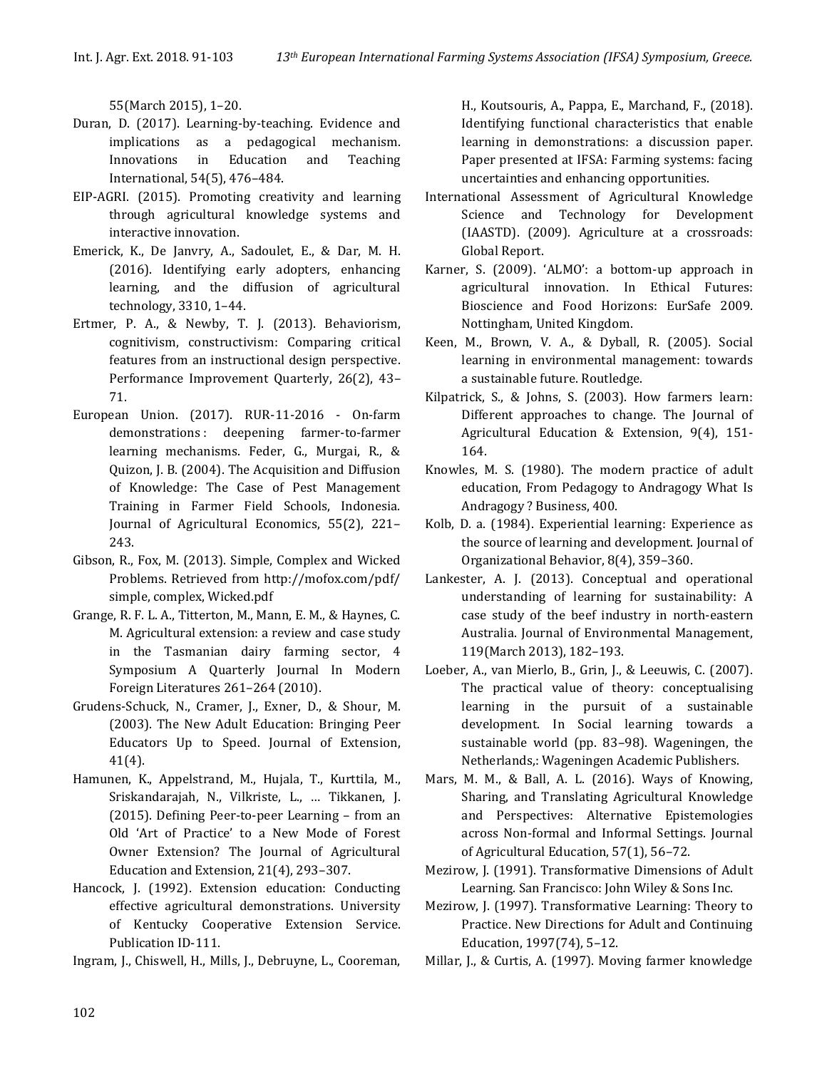55(March 2015), 1–20.

Duran, D. (2017). Learning-by-teaching. Evidence and implications as a pedagogical mechanism. Innovations in Education and Teaching International, 54(5), 476–484.

EIP-AGRI. (2015). Promoting creativity and learning through agricultural knowledge systems and interactive innovation.

Emerick, K., De Janvry, A., Sadoulet, E., & Dar, M. H. (2016). Identifying early adopters, enhancing learning, and the diffusion of agricultural technology, 3310, 1–44.

Ertmer, P. A., & Newby, T. J. (2013). Behaviorism, cognitivism, constructivism: Comparing critical features from an instructional design perspective. Performance Improvement Quarterly, 26(2), 43–71.

European Union. (2017). RUR-11-2016 - On-farm demonstrations : deepening farmer-to-farmer learning mechanisms. Feder, G., Murgai, R., & Quizon, J. B. (2004). The Acquisition and Diffusion of Knowledge: The Case of Pest Management Training in Farmer Field Schools, Indonesia. Journal of Agricultural Economics, 55(2), 221–243.

Gibson, R., Fox, M. (2013). Simple, Complex and Wicked Problems. Retrieved from http://mofox.com/pdf/ simple, complex, Wicked.pdf

Grange, R. F. L. A., Titterton, M., Mann, E. M., & Haynes, C. M. Agricultural extension: a review and case study in the Tasmanian dairy farming sector, 4 Symposium A Quarterly Journal In Modern Foreign Literatures 261–264 (2010).

Grudens-Schuck, N., Cramer, J., Exner, D., & Shour, M. (2003). The New Adult Education: Bringing Peer Educators Up to Speed. Journal of Extension, 41(4).

Hamunen, K., Appelstrand, M., Hujala, T., Kurttila, M., Sriskandarajah, N., Vilkriste, L., … Tikkanen, J. (2015). Defining Peer-to-peer Learning – from an Old 'Art of Practice' to a New Mode of Forest Owner Extension? The Journal of Agricultural Education and Extension, 21(4), 293–307.

Hancock, J. (1992). Extension education: Conducting effective agricultural demonstrations. University of Kentucky Cooperative Extension Service. Publication ID-111.

Ingram, J., Chiswell, H., Mills, J., Debruyne, L., Cooreman, H., Koutsouris, A., Pappa, E., Marchand, F., (2018). Identifying functional characteristics that enable learning in demonstrations: a discussion paper. Paper presented at IFSA: Farming systems: facing uncertainties and enhancing opportunities.

International Assessment of Agricultural Knowledge Science and Technology for Development (IAASTD). (2009). Agriculture at a crossroads: Global Report.

Karner, S. (2009). 'ALMO': a bottom-up approach in agricultural innovation. In Ethical Futures: Bioscience and Food Horizons: EurSafe 2009. Nottingham, United Kingdom.

Keen, M., Brown, V. A., & Dyball, R. (2005). Social learning in environmental management: towards a sustainable future. Routledge.

Kilpatrick, S., & Johns, S. (2003). How farmers learn: Different approaches to change. The Journal of Agricultural Education & Extension, 9(4), 151-164.

Knowles, M. S. (1980). The modern practice of adult education, From Pedagogy to Andragogy What Is Andragogy ? Business, 400.

Kolb, D. a. (1984). Experiential learning: Experience as the source of learning and development. Journal of Organizational Behavior, 8(4), 359–360.

Lankester, A. J. (2013). Conceptual and operational understanding of learning for sustainability: A case study of the beef industry in north-eastern Australia. Journal of Environmental Management, 119(March 2013), 182–193.

Loeber, A., van Mierlo, B., Grin, J., & Leeuwis, C. (2007). The practical value of theory: conceptualising learning in the pursuit of a sustainable development. In Social learning towards a sustainable world (pp. 83–98). Wageningen, the Netherlands,: Wageningen Academic Publishers.

Mars, M. M., & Ball, A. L. (2016). Ways of Knowing, Sharing, and Translating Agricultural Knowledge and Perspectives: Alternative Epistemologies across Non-formal and Informal Settings. Journal of Agricultural Education, 57(1), 56–72.

Mezirow, J. (1991). Transformative Dimensions of Adult Learning. San Francisco: John Wiley & Sons Inc.

Mezirow, J. (1997). Transformative Learning: Theory to Practice. New Directions for Adult and Continuing Education, 1997(74), 5–12.

Millar, J., & Curtis, A. (1997). Moving farmer knowledge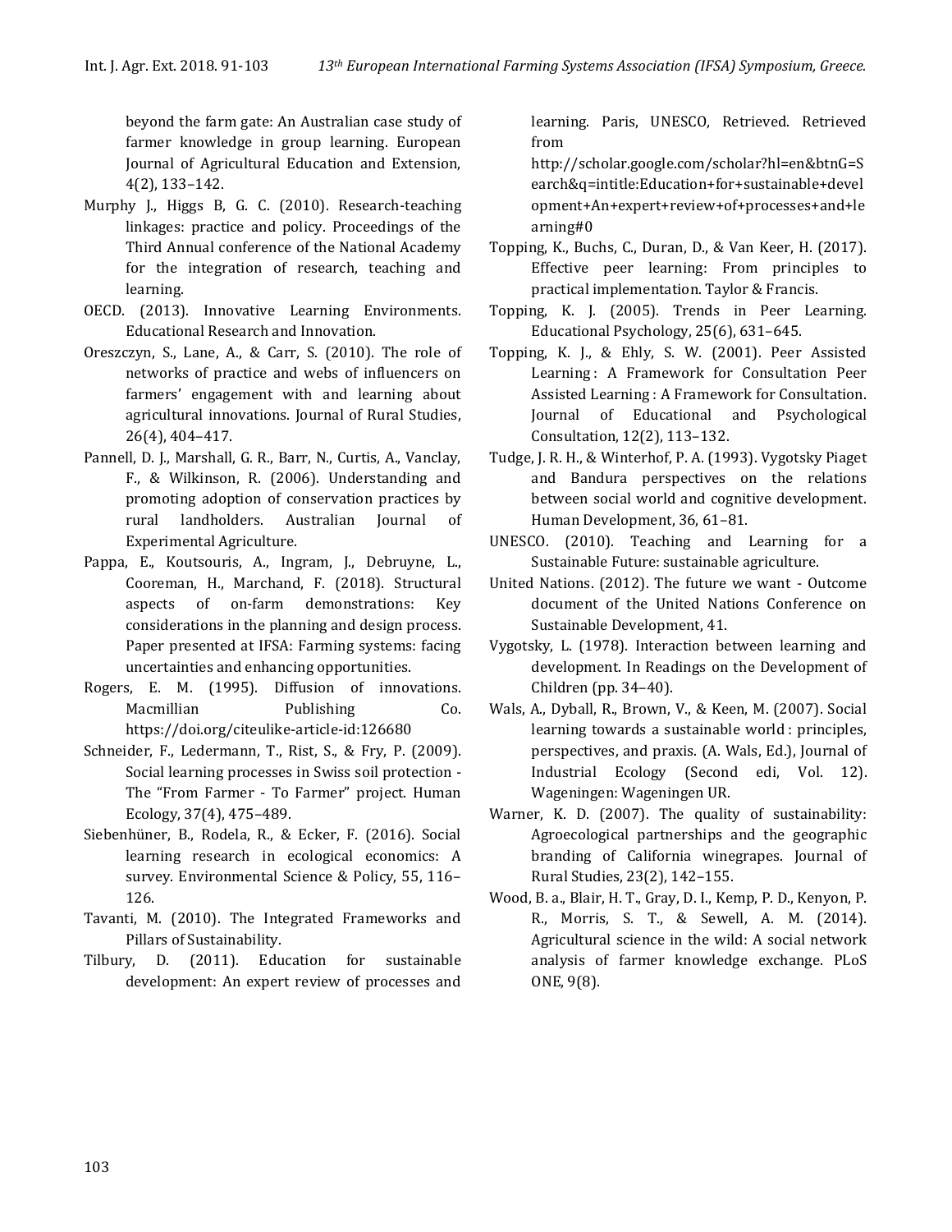beyond the farm gate: An Australian case study of farmer knowledge in group learning. European Journal of Agricultural Education and Extension, 4(2), 133–142.

Murphy J., Higgs B, G. C. (2010). Research-teaching linkages: practice and policy. Proceedings of the Third Annual conference of the National Academy for the integration of research, teaching and learning.

OECD. (2013). Innovative Learning Environments. Educational Research and Innovation.

Oreszczyn, S., Lane, A., & Carr, S. (2010). The role of networks of practice and webs of influencers on farmers' engagement with and learning about agricultural innovations. Journal of Rural Studies, 26(4), 404–417.

Pannell, D. J., Marshall, G. R., Barr, N., Curtis, A., Vanclay, F., & Wilkinson, R. (2006). Understanding and promoting adoption of conservation practices by rural landholders. Australian Journal of Experimental Agriculture.

Pappa, E., Koutsouris, A., Ingram, J., Debruyne, L., Cooreman, H., Marchand, F. (2018). Structural aspects of on-farm demonstrations: Key considerations in the planning and design process. Paper presented at IFSA: Farming systems: facing uncertainties and enhancing opportunities.

Rogers, E. M. (1995). Diffusion of innovations. Macmillian Publishing Co. https://doi.org/citeulike-article-id:126680

Schneider, F., Ledermann, T., Rist, S., & Fry, P. (2009). Social learning processes in Swiss soil protection - The "From Farmer - To Farmer" project. Human Ecology, 37(4), 475–489.

Siebenhüner, B., Rodela, R., & Ecker, F. (2016). Social learning research in ecological economics: A survey. Environmental Science & Policy, 55, 116–126.

Tavanti, M. (2010). The Integrated Frameworks and Pillars of Sustainability.

Tilbury, D. (2011). Education for sustainable development: An expert review of processes and learning. Paris, UNESCO, Retrieved. Retrieved from http://scholar.google.com/scholar?hl=en&btnG=Search&q=intitle:Education+for+sustainable+development+An+expert+review+of+processes+and+learning#0

Topping, K., Buchs, C., Duran, D., & Van Keer, H. (2017). Effective peer learning: From principles to practical implementation. Taylor & Francis.

Topping, K. J. (2005). Trends in Peer Learning. Educational Psychology, 25(6), 631–645.

Topping, K. J., & Ehly, S. W. (2001). Peer Assisted Learning : A Framework for Consultation Peer Assisted Learning : A Framework for Consultation. Journal of Educational and Psychological Consultation, 12(2), 113–132.

Tudge, J. R. H., & Winterhof, P. A. (1993). Vygotsky Piaget and Bandura perspectives on the relations between social world and cognitive development. Human Development, 36, 61–81.

UNESCO. (2010). Teaching and Learning for a Sustainable Future: sustainable agriculture.

United Nations. (2012). The future we want - Outcome document of the United Nations Conference on Sustainable Development, 41.

Vygotsky, L. (1978). Interaction between learning and development. In Readings on the Development of Children (pp. 34–40).

Wals, A., Dyball, R., Brown, V., & Keen, M. (2007). Social learning towards a sustainable world : principles, perspectives, and praxis. (A. Wals, Ed.), Journal of Industrial Ecology (Second edi, Vol. 12). Wageningen: Wageningen UR.

Warner, K. D. (2007). The quality of sustainability: Agroecological partnerships and the geographic branding of California winegrapes. Journal of Rural Studies, 23(2), 142–155.

Wood, B. a., Blair, H. T., Gray, D. I., Kemp, P. D., Kenyon, P. R., Morris, S. T., & Sewell, A. M. (2014). Agricultural science in the wild: A social network analysis of farmer knowledge exchange. PLoS ONE, 9(8).